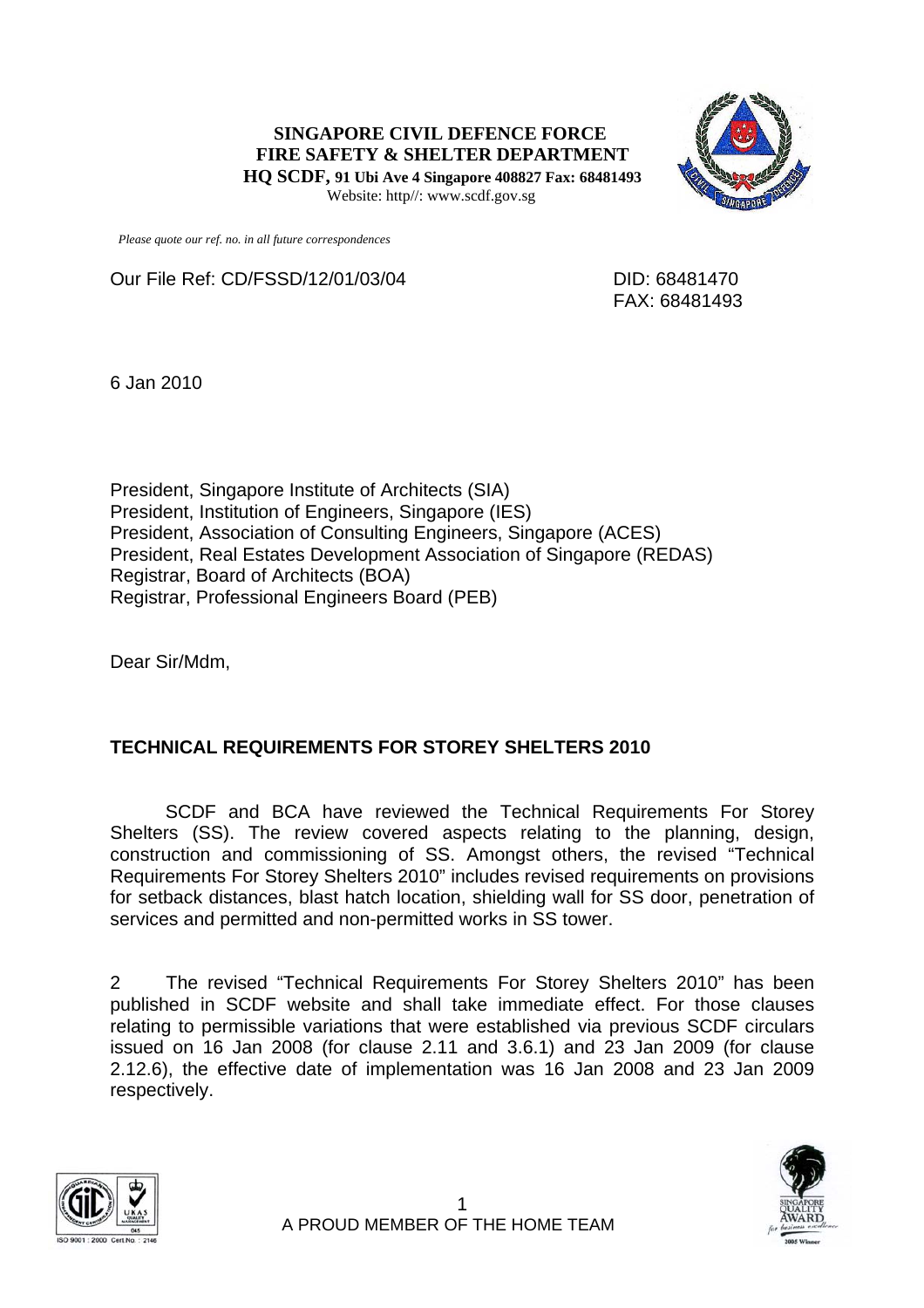**SINGAPORE CIVIL DEFENCE FORCE**
**FIRE SAFETY & SHELTER DEPARTMENT**
**HQ SCDF, 91 Ubi Ave 4 Singapore 408827 Fax: 68481493**
Website: http//: www.scdf.gov.sg

*Please quote our ref. no. in all future correspondences*

Our File Ref: CD/FSSD/12/01/03/04

DID: 68481470
FAX: 68481493

6 Jan 2010

President, Singapore Institute of Architects (SIA)
President, Institution of Engineers, Singapore (IES)
President, Association of Consulting Engineers, Singapore (ACES)
President, Real Estates Development Association of Singapore (REDAS)
Registrar, Board of Architects (BOA)
Registrar, Professional Engineers Board (PEB)

Dear Sir/Mdm,

**TECHNICAL REQUIREMENTS FOR STOREY SHELTERS 2010**

SCDF and BCA have reviewed the Technical Requirements For Storey Shelters (SS). The review covered aspects relating to the planning, design, construction and commissioning of SS. Amongst others, the revised "Technical Requirements For Storey Shelters 2010" includes revised requirements on provisions for setback distances, blast hatch location, shielding wall for SS door, penetration of services and permitted and non-permitted works in SS tower.

2 The revised "Technical Requirements For Storey Shelters 2010" has been published in SCDF website and shall take immediate effect. For those clauses relating to permissible variations that were established via previous SCDF circulars issued on 16 Jan 2008 (for clause 2.11 and 3.6.1) and 23 Jan 2009 (for clause 2.12.6), the effective date of implementation was 16 Jan 2008 and 23 Jan 2009 respectively.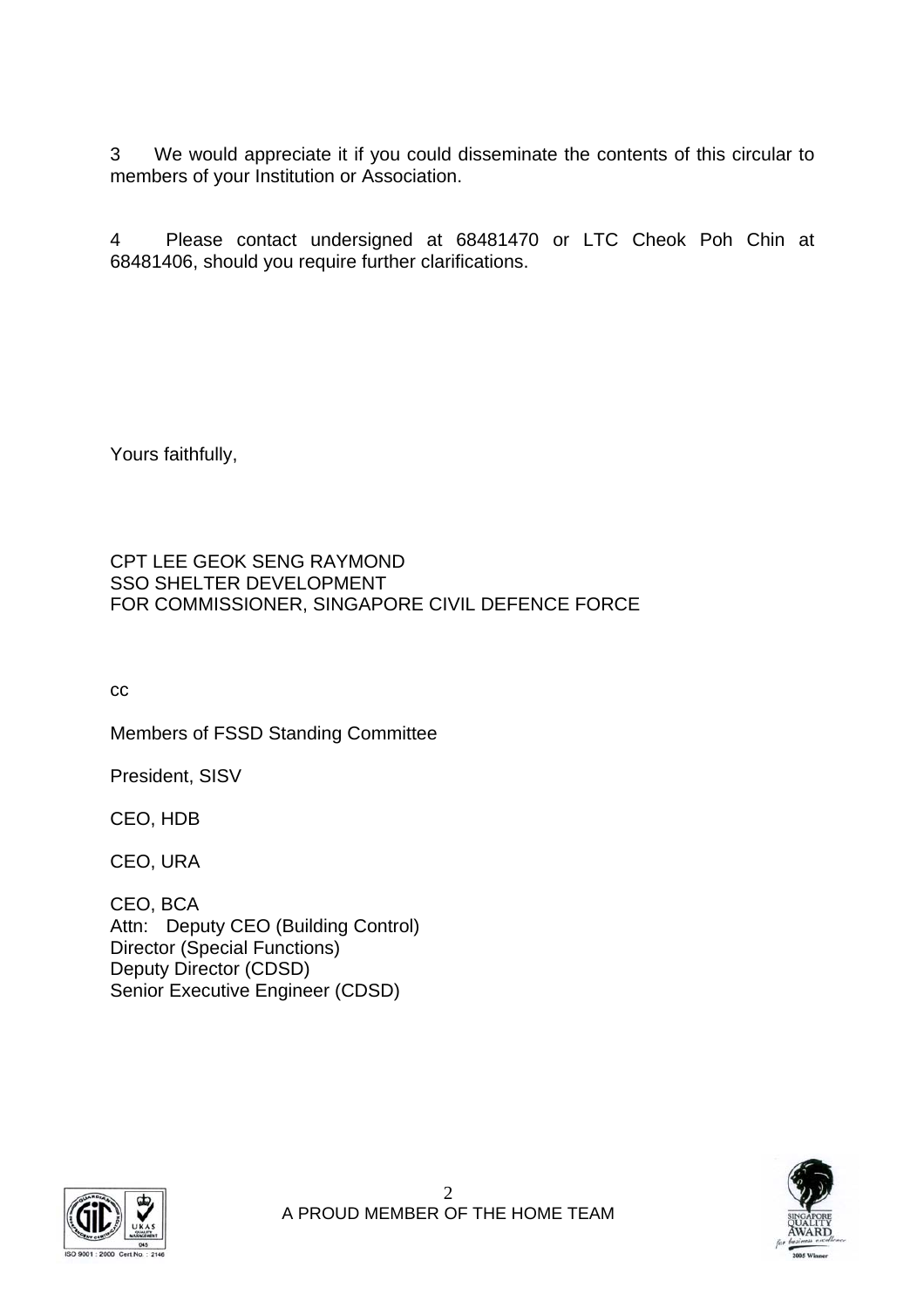3 We would appreciate it if you could disseminate the contents of this circular to members of your Institution or Association.

4 Please contact undersigned at 68481470 or LTC Cheok Poh Chin at 68481406, should you require further clarifications.

Yours faithfully,

CPT LEE GEOK SENG RAYMOND
SSO SHELTER DEVELOPMENT
FOR COMMISSIONER, SINGAPORE CIVIL DEFENCE FORCE

cc

Members of FSSD Standing Committee

President, SISV

CEO, HDB

CEO, URA

CEO, BCA
Attn: Deputy CEO (Building Control)
Director (Special Functions)
Deputy Director (CDSD)
Senior Executive Engineer (CDSD)